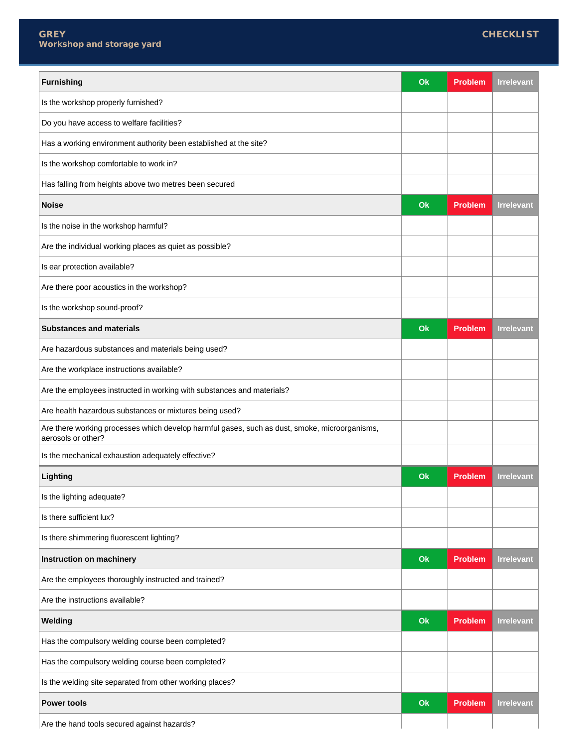**GREY**
**Workshop and storage yard**

**CHECKLIST**

| Furnishing | Ok | Problem | Irrelevant |
|---|---|---|---|
| Is the workshop properly furnished? | | | |
| Do you have access to welfare facilities? | | | |
| Has a working environment authority been established at the site? | | | |
| Is the workshop comfortable to work in? | | | |
| Has falling from heights above two metres been secured | | | |
| **Noise** | **Ok** | **Problem** | **Irrelevant** |
| Is the noise in the workshop harmful? | | | |
| Are the individual working places as quiet as possible? | | | |
| Is ear protection available? | | | |
| Are there poor acoustics in the workshop? | | | |
| Is the workshop sound-proof? | | | |
| **Substances and materials** | **Ok** | **Problem** | **Irrelevant** |
| Are hazardous substances and materials being used? | | | |
| Are the workplace instructions available? | | | |
| Are the employees instructed in working with substances and materials? | | | |
| Are health hazardous substances or mixtures being used? | | | |
| Are there working processes which develop harmful gases, such as dust, smoke, microorganisms, aerosols or other? | | | |
| Is the mechanical exhaustion adequately effective? | | | |
| **Lighting** | **Ok** | **Problem** | **Irrelevant** |
| Is the lighting adequate? | | | |
| Is there sufficient lux? | | | |
| Is there shimmering fluorescent lighting? | | | |
| **Instruction on machinery** | **Ok** | **Problem** | **Irrelevant** |
| Are the employees thoroughly instructed and trained? | | | |
| Are the instructions available? | | | |
| **Welding** | **Ok** | **Problem** | **Irrelevant** |
| Has the compulsory welding course been completed? | | | |
| Has the compulsory welding course been completed? | | | |
| Is the welding site separated from other working places? | | | |
| **Power tools** | **Ok** | **Problem** | **Irrelevant** |
| Are the hand tools secured against hazards? | | | |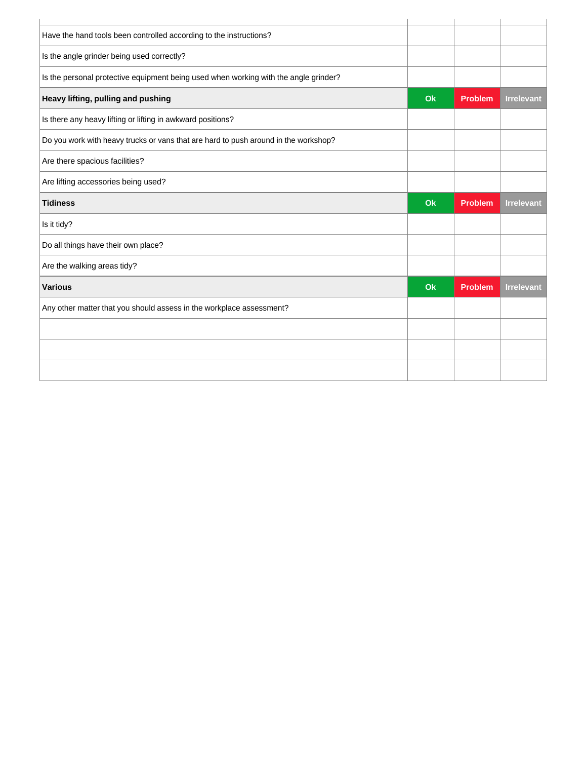| | | | |
|---|---|---|---|
| Have the hand tools been controlled according to the instructions? | | | |
| Is the angle grinder being used correctly? | | | |
| Is the personal protective equipment being used when working with the angle grinder? | | | |
| **Heavy lifting, pulling and pushing** | **Ok** | **Problem** | **Irrelevant** |
| Is there any heavy lifting or lifting in awkward positions? | | | |
| Do you work with heavy trucks or vans that are hard to push around in the workshop? | | | |
| Are there spacious facilities? | | | |
| Are lifting accessories being used? | | | |
| **Tidiness** | **Ok** | **Problem** | **Irrelevant** |
| Is it tidy? | | | |
| Do all things have their own place? | | | |
| Are the walking areas tidy? | | | |
| **Various** | **Ok** | **Problem** | **Irrelevant** |
| Any other matter that you should assess in the workplace assessment? | | | |
| | | | |
| | | | |
| | | | |